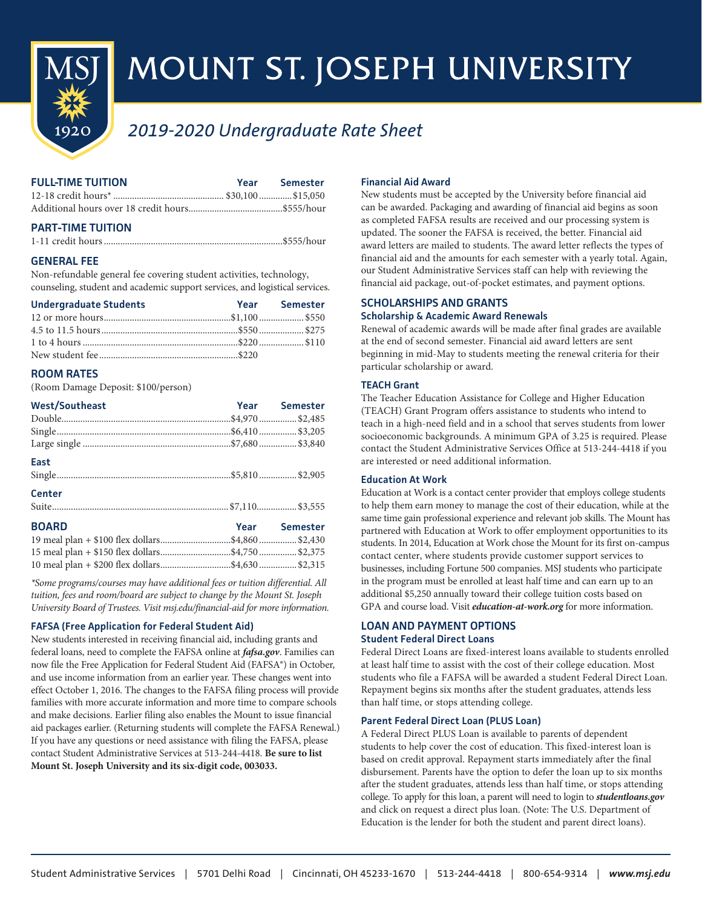# MOUNT ST. JOSEPH UNIVERSITY

## *2019-2020 Undergraduate Rate Sheet*

### FULL-TIME TUITION

| | Year | Semester |
|---|---|---|
| 12-18 credit hours* | $30,100 | $15,050 |
| Additional hours over 18 credit hours | $555/hour | |

### PART-TIME TUITION

| | |
|---|---|
| 1-11 credit hours | $555/hour |

### GENERAL FEE

Non-refundable general fee covering student activities, technology, counseling, student and academic support services, and logistical services.

| Undergraduate Students | Year | Semester |
|---|---|---|
| 12 or more hours | $1,100 | $550 |
| 4.5 to 11.5 hours | $550 | $275 |
| 1 to 4 hours | $220 | $110 |
| New student fee | $220 | |

### ROOM RATES

(Room Damage Deposit: $100/person)

| West/Southeast | Year | Semester |
|---|---|---|
| Double | $4,970 | $2,485 |
| Single | $6,410 | $3,205 |
| Large single | $7,680 | $3,840 |
| **East** | | |
| Single | $5,810 | $2,905 |
| **Center** | | |
| Suite | $7,110 | $3,555 |

### BOARD

| | Year | Semester |
|---|---|---|
| 19 meal plan + $100 flex dollars | $4,860 | $2,430 |
| 15 meal plan + $150 flex dollars | $4,750 | $2,375 |
| 10 meal plan + $200 flex dollars | $4,630 | $2,315 |

*\*Some programs/courses may have additional fees or tuition differential. All tuition, fees and room/board are subject to change by the Mount St. Joseph University Board of Trustees. Visit msj.edu/financial-aid for more information.*

### FAFSA (Free Application for Federal Student Aid)

New students interested in receiving financial aid, including grants and federal loans, need to complete the FAFSA online at ***fafsa.gov***. Families can now file the Free Application for Federal Student Aid (FAFSA®) in October, and use income information from an earlier year. These changes went into effect October 1, 2016. The changes to the FAFSA filing process will provide families with more accurate information and more time to compare schools and make decisions. Earlier filing also enables the Mount to issue financial aid packages earlier. (Returning students will complete the FAFSA Renewal.) If you have any questions or need assistance with filing the FAFSA, please contact Student Administrative Services at 513-244-4418. **Be sure to list Mount St. Joseph University and its six-digit code, 003033.**

### Financial Aid Award

New students must be accepted by the University before financial aid can be awarded. Packaging and awarding of financial aid begins as soon as completed FAFSA results are received and our processing system is updated. The sooner the FAFSA is received, the better. Financial aid award letters are mailed to students. The award letter reflects the types of financial aid and the amounts for each semester with a yearly total. Again, our Student Administrative Services staff can help with reviewing the financial aid package, out-of-pocket estimates, and payment options.

## SCHOLARSHIPS AND GRANTS

### Scholarship & Academic Award Renewals

Renewal of academic awards will be made after final grades are available at the end of second semester. Financial aid award letters are sent beginning in mid-May to students meeting the renewal criteria for their particular scholarship or award.

### TEACH Grant

The Teacher Education Assistance for College and Higher Education (TEACH) Grant Program offers assistance to students who intend to teach in a high-need field and in a school that serves students from lower socioeconomic backgrounds. A minimum GPA of 3.25 is required. Please contact the Student Administrative Services Office at 513-244-4418 if you are interested or need additional information.

### Education At Work

Education at Work is a contact center provider that employs college students to help them earn money to manage the cost of their education, while at the same time gain professional experience and relevant job skills. The Mount has partnered with Education at Work to offer employment opportunities to its students. In 2014, Education at Work chose the Mount for its first on-campus contact center, where students provide customer support services to businesses, including Fortune 500 companies. MSJ students who participate in the program must be enrolled at least half time and can earn up to an additional $5,250 annually toward their college tuition costs based on GPA and course load. Visit ***education-at-work.org*** for more information.

## LOAN AND PAYMENT OPTIONS

### Student Federal Direct Loans

Federal Direct Loans are fixed-interest loans available to students enrolled at least half time to assist with the cost of their college education. Most students who file a FAFSA will be awarded a student Federal Direct Loan. Repayment begins six months after the student graduates, attends less than half time, or stops attending college.

### Parent Federal Direct Loan (PLUS Loan)

A Federal Direct PLUS Loan is available to parents of dependent students to help cover the cost of education. This fixed-interest loan is based on credit approval. Repayment starts immediately after the final disbursement. Parents have the option to defer the loan up to six months after the student graduates, attends less than half time, or stops attending college. To apply for this loan, a parent will need to login to ***studentloans.gov*** and click on request a direct plus loan. (Note: The U.S. Department of Education is the lender for both the student and parent direct loans).

Student Administrative Services | 5701 Delhi Road | Cincinnati, OH 45233-1670 | 513-244-4418 | 800-654-9314 | ***www.msj.edu***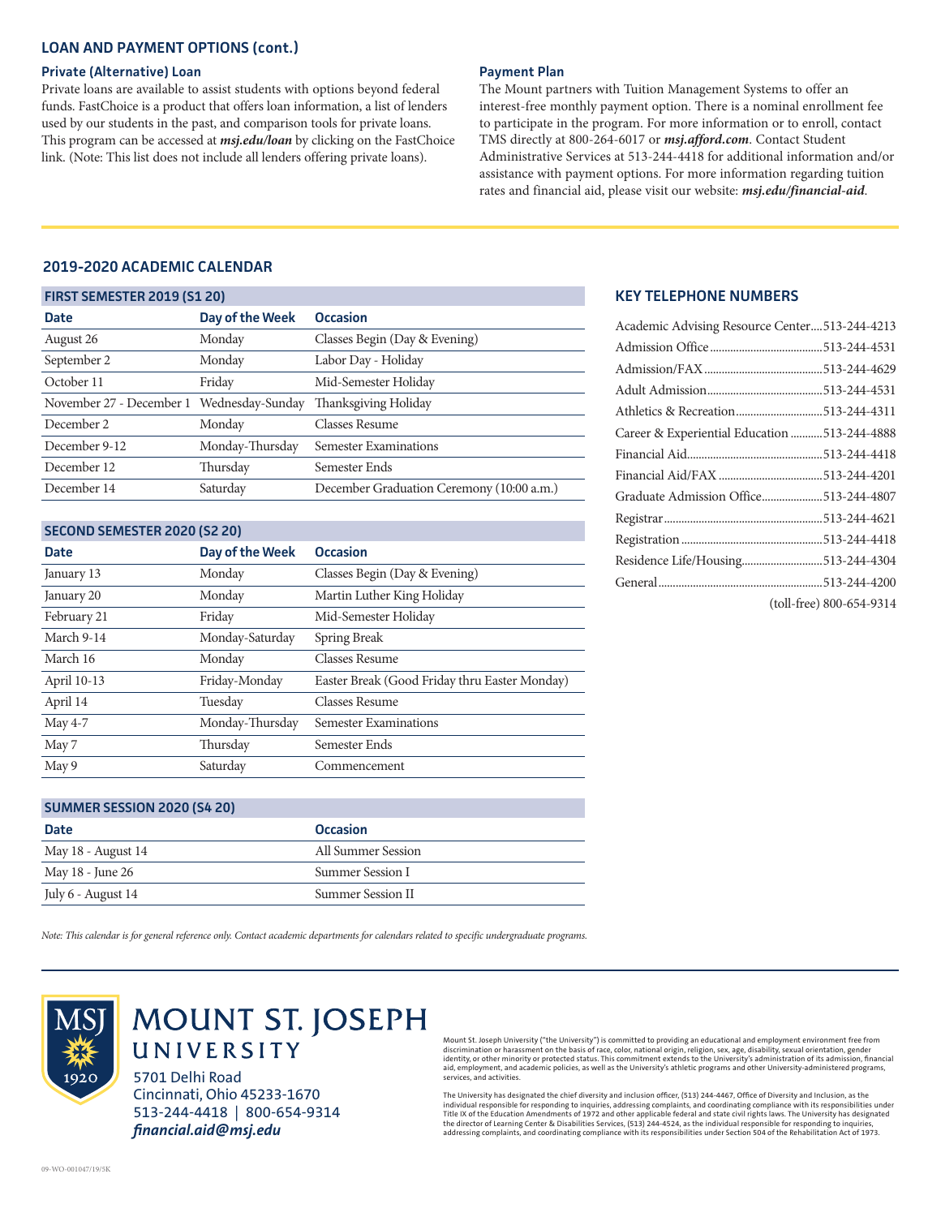## LOAN AND PAYMENT OPTIONS (cont.)

### Private (Alternative) Loan

Private loans are available to assist students with options beyond federal funds. FastChoice is a product that offers loan information, a list of lenders used by our students in the past, and comparison tools for private loans. This program can be accessed at ***msj.edu/loan*** by clicking on the FastChoice link. (Note: This list does not include all lenders offering private loans).

### Payment Plan

The Mount partners with Tuition Management Systems to offer an interest-free monthly payment option. There is a nominal enrollment fee to participate in the program. For more information or to enroll, contact TMS directly at 800-264-6017 or ***msj.afford.com***. Contact Student Administrative Services at 513-244-4418 for additional information and/or assistance with payment options. For more information regarding tuition rates and financial aid, please visit our website: ***msj.edu/financial-aid***.

## 2019-2020 ACADEMIC CALENDAR

### FIRST SEMESTER 2019 (S1 20)

| Date | Day of the Week | Occasion |
|---|---|---|
| August 26 | Monday | Classes Begin (Day & Evening) |
| September 2 | Monday | Labor Day - Holiday |
| October 11 | Friday | Mid-Semester Holiday |
| November 27 - December 1 | Wednesday-Sunday | Thanksgiving Holiday |
| December 2 | Monday | Classes Resume |
| December 9-12 | Monday-Thursday | Semester Examinations |
| December 12 | Thursday | Semester Ends |
| December 14 | Saturday | December Graduation Ceremony (10:00 a.m.) |

### SECOND SEMESTER 2020 (S2 20)

| Date | Day of the Week | Occasion |
|---|---|---|
| January 13 | Monday | Classes Begin (Day & Evening) |
| January 20 | Monday | Martin Luther King Holiday |
| February 21 | Friday | Mid-Semester Holiday |
| March 9-14 | Monday-Saturday | Spring Break |
| March 16 | Monday | Classes Resume |
| April 10-13 | Friday-Monday | Easter Break (Good Friday thru Easter Monday) |
| April 14 | Tuesday | Classes Resume |
| May 4-7 | Monday-Thursday | Semester Examinations |
| May 7 | Thursday | Semester Ends |
| May 9 | Saturday | Commencement |

### SUMMER SESSION 2020 (S4 20)

| Date | Occasion |
|---|---|
| May 18 - August 14 | All Summer Session |
| May 18 - June 26 | Summer Session I |
| July 6 - August 14 | Summer Session II |

*Note: This calendar is for general reference only. Contact academic departments for calendars related to specific undergraduate programs.*

## KEY TELEPHONE NUMBERS

| | |
|---|---|
| Academic Advising Resource Center | 513-244-4213 |
| Admission Office | 513-244-4531 |
| Admission/FAX | 513-244-4629 |
| Adult Admission | 513-244-4531 |
| Athletics & Recreation | 513-244-4311 |
| Career & Experiential Education | 513-244-4888 |
| Financial Aid | 513-244-4418 |
| Financial Aid/FAX | 513-244-4201 |
| Graduate Admission Office | 513-244-4807 |
| Registrar | 513-244-4621 |
| Registration | 513-244-4418 |
| Residence Life/Housing | 513-244-4304 |
| General | 513-244-4200 |
| | (toll-free) 800-654-9314 |

MSJ 1920

**MOUNT ST. JOSEPH UNIVERSITY**

5701 Delhi Road
Cincinnati, Ohio 45233-1670
513-244-4418 | 800-654-9314
***financial.aid@msj.edu***

Mount St. Joseph University ("the University") is committed to providing an educational and employment environment free from discrimination or harassment on the basis of race, color, national origin, religion, sex, age, disability, sexual orientation, gender identity, or other minority or protected status. This commitment extends to the University's administration of its admission, financial aid, employment, and academic policies, as well as the University's athletic programs and other University-administered programs, services, and activities.

The University has designated the chief diversity and inclusion officer, (513) 244-4467, Office of Diversity and Inclusion, as the individual responsible for responding to inquiries, addressing complaints, and coordinating compliance with its responsibilities under Title IX of the Education Amendments of 1972 and other applicable federal and state civil rights laws. The University has designated the director of Learning Center & Disabilities Services, (513) 244-4524, as the individual responsible for responding to inquiries, addressing complaints, and coordinating compliance with its responsibilities under Section 504 of the Rehabilitation Act of 1973.

09-WO-001047/19/5K